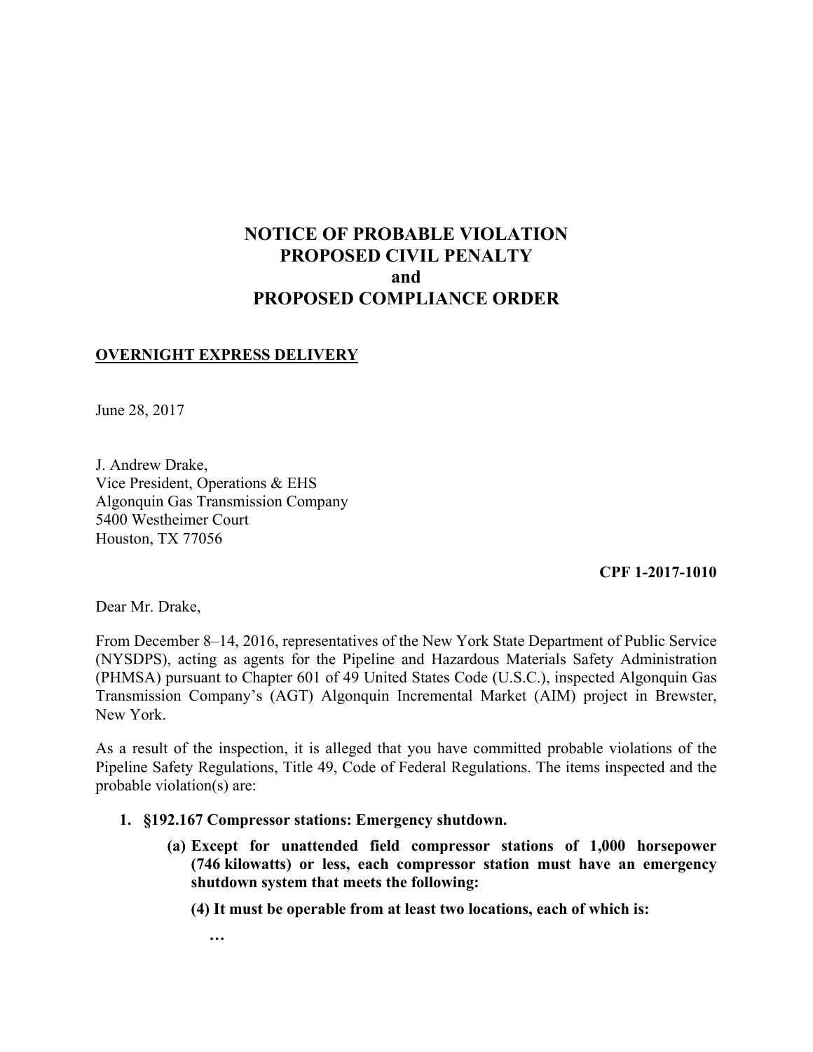# NOTICE OF PROBABLE VIOLATION
# PROPOSED CIVIL PENALTY
# and
# PROPOSED COMPLIANCE ORDER

**OVERNIGHT EXPRESS DELIVERY**

June 28, 2017

J. Andrew Drake,
Vice President, Operations & EHS
Algonquin Gas Transmission Company
5400 Westheimer Court
Houston, TX 77056

**CPF 1-2017-1010**

Dear Mr. Drake,

From December 8–14, 2016, representatives of the New York State Department of Public Service (NYSDPS), acting as agents for the Pipeline and Hazardous Materials Safety Administration (PHMSA) pursuant to Chapter 601 of 49 United States Code (U.S.C.), inspected Algonquin Gas Transmission Company's (AGT) Algonquin Incremental Market (AIM) project in Brewster, New York.

As a result of the inspection, it is alleged that you have committed probable violations of the Pipeline Safety Regulations, Title 49, Code of Federal Regulations. The items inspected and the probable violation(s) are:

1. **§192.167 Compressor stations: Emergency shutdown.**

   **(a) Except for unattended field compressor stations of 1,000 horsepower (746 kilowatts) or less, each compressor station must have an emergency shutdown system that meets the following:**

   **(4) It must be operable from at least two locations, each of which is:**

   **…**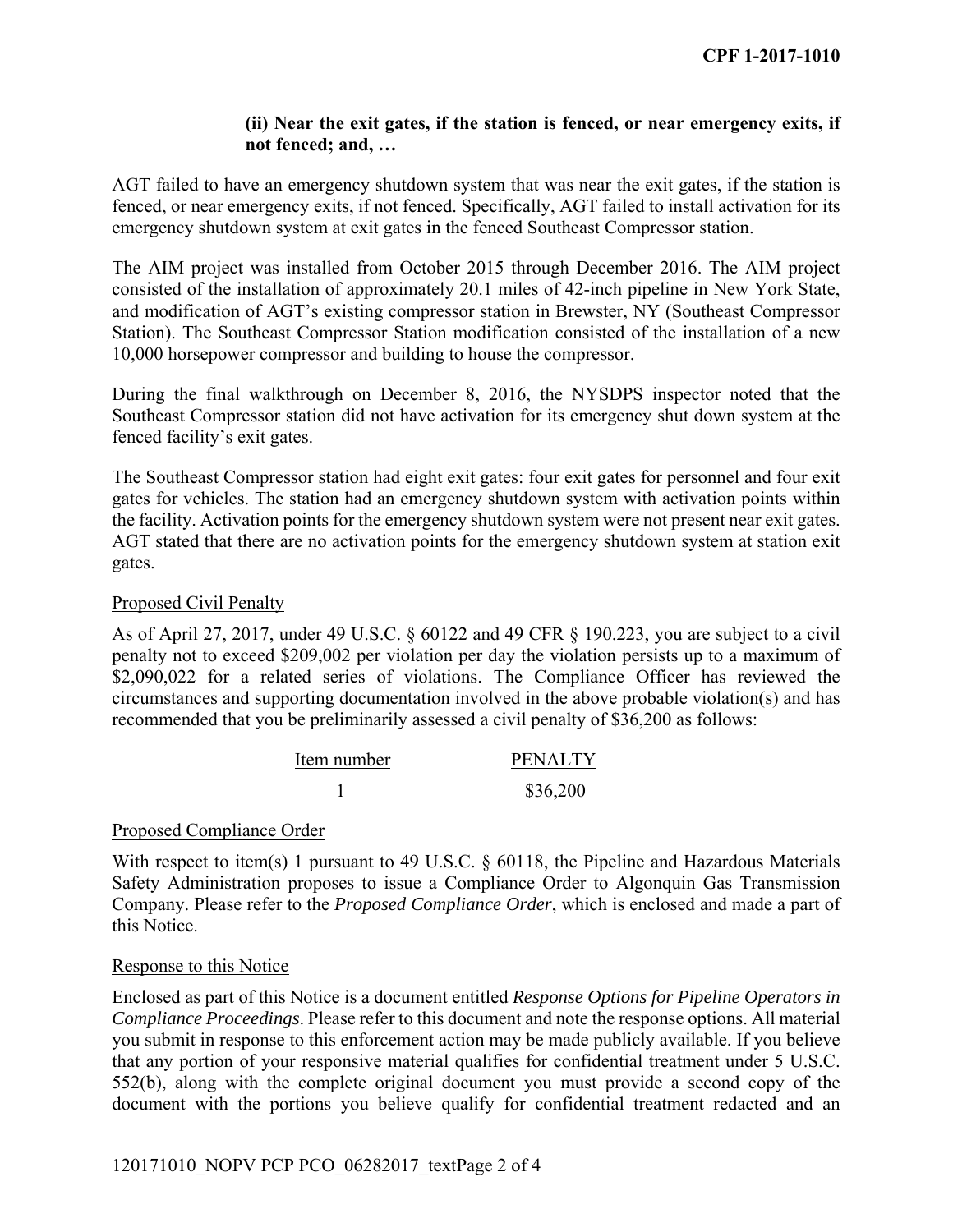**(ii) Near the exit gates, if the station is fenced, or near emergency exits, if not fenced; and, …**

AGT failed to have an emergency shutdown system that was near the exit gates, if the station is fenced, or near emergency exits, if not fenced. Specifically, AGT failed to install activation for its emergency shutdown system at exit gates in the fenced Southeast Compressor station.

The AIM project was installed from October 2015 through December 2016. The AIM project consisted of the installation of approximately 20.1 miles of 42-inch pipeline in New York State, and modification of AGT's existing compressor station in Brewster, NY (Southeast Compressor Station). The Southeast Compressor Station modification consisted of the installation of a new 10,000 horsepower compressor and building to house the compressor.

During the final walkthrough on December 8, 2016, the NYSDPS inspector noted that the Southeast Compressor station did not have activation for its emergency shut down system at the fenced facility's exit gates.

The Southeast Compressor station had eight exit gates: four exit gates for personnel and four exit gates for vehicles. The station had an emergency shutdown system with activation points within the facility. Activation points for the emergency shutdown system were not present near exit gates. AGT stated that there are no activation points for the emergency shutdown system at station exit gates.

Proposed Civil Penalty

As of April 27, 2017, under 49 U.S.C. § 60122 and 49 CFR § 190.223, you are subject to a civil penalty not to exceed $209,002 per violation per day the violation persists up to a maximum of $2,090,022 for a related series of violations. The Compliance Officer has reviewed the circumstances and supporting documentation involved in the above probable violation(s) and has recommended that you be preliminarily assessed a civil penalty of $36,200 as follows:

| Item number | PENALTY |
| --- | --- |
| 1 | $36,200 |

Proposed Compliance Order

With respect to item(s) 1 pursuant to 49 U.S.C. § 60118, the Pipeline and Hazardous Materials Safety Administration proposes to issue a Compliance Order to Algonquin Gas Transmission Company. Please refer to the *Proposed Compliance Order*, which is enclosed and made a part of this Notice.

Response to this Notice

Enclosed as part of this Notice is a document entitled *Response Options for Pipeline Operators in Compliance Proceedings*. Please refer to this document and note the response options. All material you submit in response to this enforcement action may be made publicly available. If you believe that any portion of your responsive material qualifies for confidential treatment under 5 U.S.C. 552(b), along with the complete original document you must provide a second copy of the document with the portions you believe qualify for confidential treatment redacted and an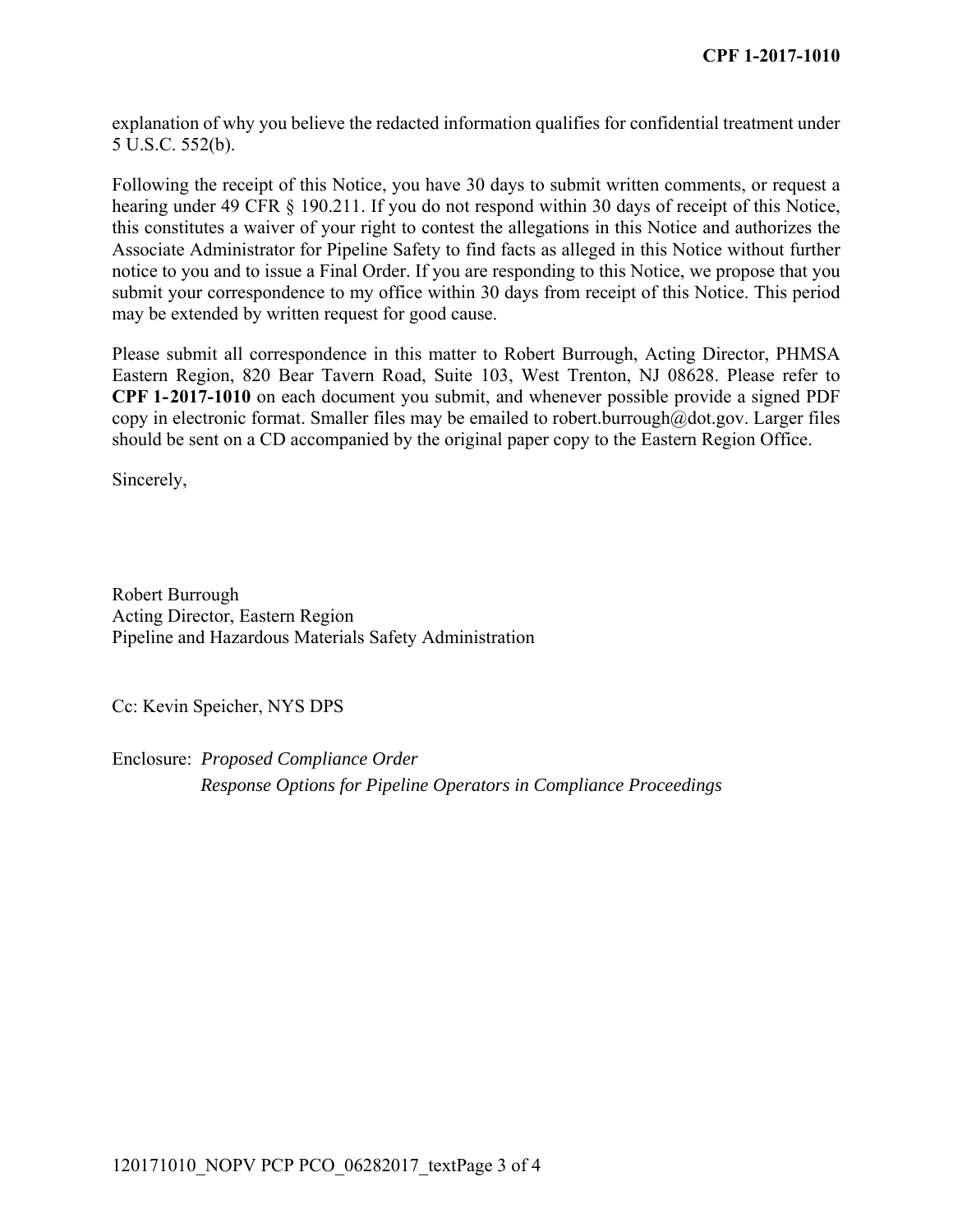explanation of why you believe the redacted information qualifies for confidential treatment under 5 U.S.C. 552(b).

Following the receipt of this Notice, you have 30 days to submit written comments, or request a hearing under 49 CFR § 190.211. If you do not respond within 30 days of receipt of this Notice, this constitutes a waiver of your right to contest the allegations in this Notice and authorizes the Associate Administrator for Pipeline Safety to find facts as alleged in this Notice without further notice to you and to issue a Final Order. If you are responding to this Notice, we propose that you submit your correspondence to my office within 30 days from receipt of this Notice. This period may be extended by written request for good cause.

Please submit all correspondence in this matter to Robert Burrough, Acting Director, PHMSA Eastern Region, 820 Bear Tavern Road, Suite 103, West Trenton, NJ 08628. Please refer to **CPF 1-2017-1010** on each document you submit, and whenever possible provide a signed PDF copy in electronic format. Smaller files may be emailed to robert.burrough@dot.gov. Larger files should be sent on a CD accompanied by the original paper copy to the Eastern Region Office.

Sincerely,

Robert Burrough
Acting Director, Eastern Region
Pipeline and Hazardous Materials Safety Administration

Cc: Kevin Speicher, NYS DPS

Enclosure: *Proposed Compliance Order*
*Response Options for Pipeline Operators in Compliance Proceedings*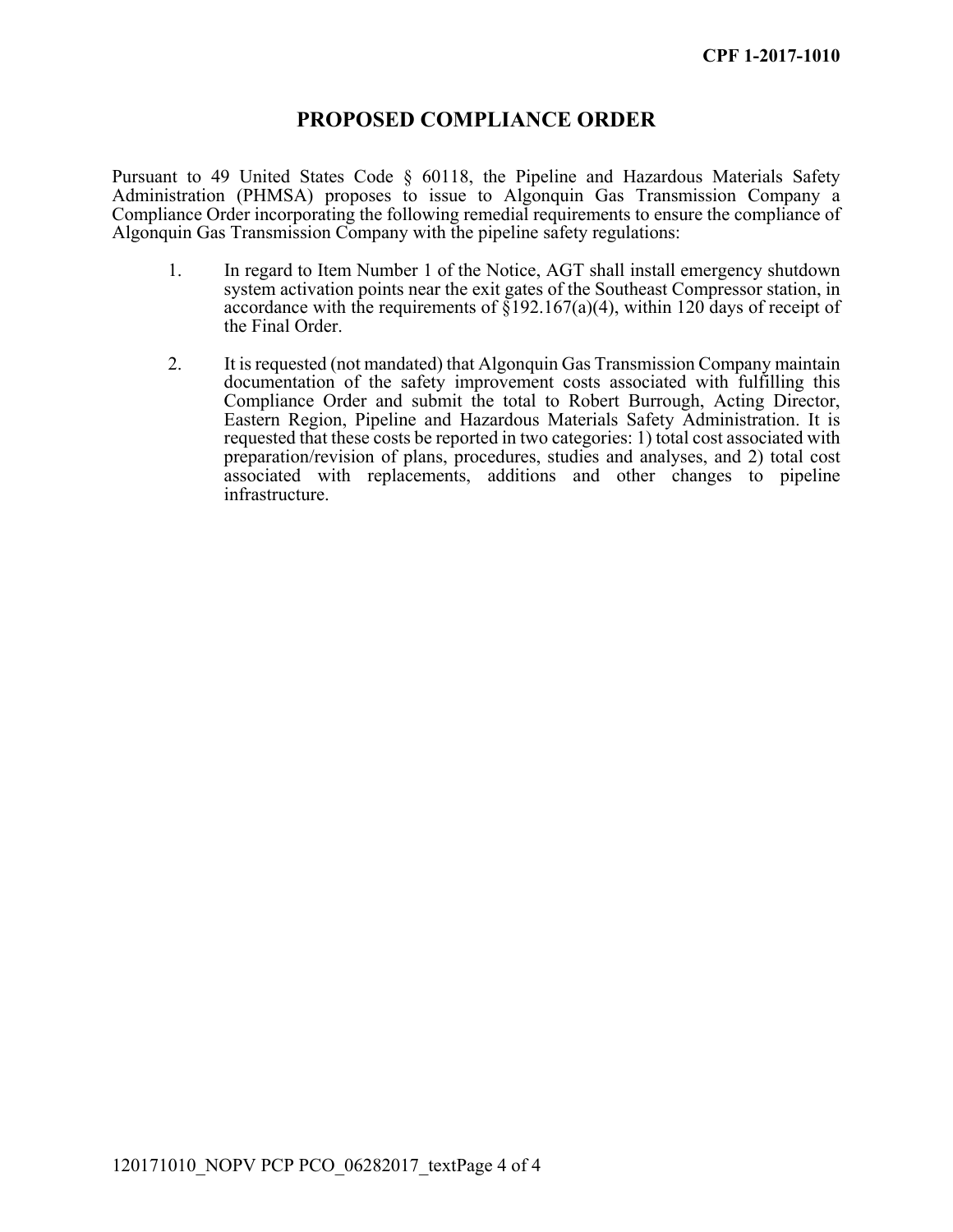# PROPOSED COMPLIANCE ORDER

Pursuant to 49 United States Code § 60118, the Pipeline and Hazardous Materials Safety Administration (PHMSA) proposes to issue to Algonquin Gas Transmission Company a Compliance Order incorporating the following remedial requirements to ensure the compliance of Algonquin Gas Transmission Company with the pipeline safety regulations:

1. In regard to Item Number 1 of the Notice, AGT shall install emergency shutdown system activation points near the exit gates of the Southeast Compressor station, in accordance with the requirements of §192.167(a)(4), within 120 days of receipt of the Final Order.

2. It is requested (not mandated) that Algonquin Gas Transmission Company maintain documentation of the safety improvement costs associated with fulfilling this Compliance Order and submit the total to Robert Burrough, Acting Director, Eastern Region, Pipeline and Hazardous Materials Safety Administration. It is requested that these costs be reported in two categories: 1) total cost associated with preparation/revision of plans, procedures, studies and analyses, and 2) total cost associated with replacements, additions and other changes to pipeline infrastructure.